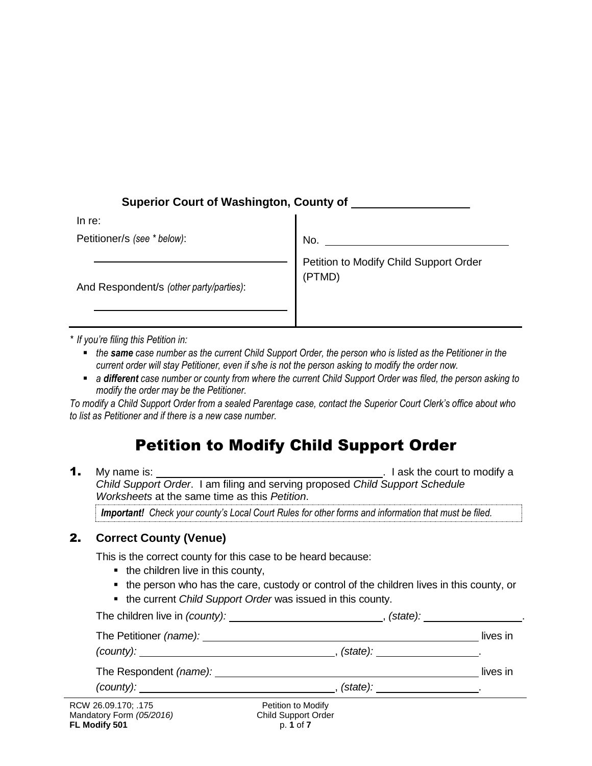**Superior Court of Washington, County of** \_\_\_\_\_\_\_\_\_\_\_\_\_\_\_\_

| In re: | |
|---|---|
| Petitioner/s *(see \* below)*: | No. \_\_\_\_\_\_\_\_\_\_\_\_\_\_\_\_\_\_\_\_\_\_\_\_ |
| \_\_\_\_\_\_\_\_\_\_\_\_\_\_\_\_\_\_\_\_\_\_\_\_ | Petition to Modify Child Support Order (PTMD) |
| And Respondent/s *(other party/parties)*: | |
| \_\_\_\_\_\_\_\_\_\_\_\_\_\_\_\_\_\_\_\_\_\_\_\_ | |

*\* If you're filing this Petition in:*

- *the **same** case number as the current Child Support Order, the person who is listed as the Petitioner in the current order will stay Petitioner, even if s/he is not the person asking to modify the order now.*
- *a **different** case number or county from where the current Child Support Order was filed, the person asking to modify the order may be the Petitioner.*

*To modify a Child Support Order from a sealed Parentage case, contact the Superior Court Clerk's office about who to list as Petitioner and if there is a new case number.*

# Petition to Modify Child Support Order

**1.** My name is: \_\_\_\_\_\_\_\_\_\_\_\_\_\_\_\_\_\_\_\_\_\_\_\_\_\_\_\_\_\_. I ask the court to modify a *Child Support Order*. I am filing and serving proposed *Child Support Schedule Worksheets* at the same time as this *Petition*.

> ***Important!*** *Check your county's Local Court Rules for other forms and information that must be filed.*

## 2. Correct County (Venue)

This is the correct county for this case to be heard because:

- the children live in this county,
- the person who has the care, custody or control of the children lives in this county, or
- the current *Child Support Order* was issued in this county.

The children live in *(county)*: \_\_\_\_\_\_\_\_\_\_\_\_\_\_\_\_\_\_\_\_, *(state)*: \_\_\_\_\_\_\_\_\_\_\_\_\_\_.

The Petitioner *(name)*: \_\_\_\_\_\_\_\_\_\_\_\_\_\_\_\_\_\_\_\_\_\_\_\_\_\_\_\_\_\_\_\_\_\_\_\_ lives in *(county)*: \_\_\_\_\_\_\_\_\_\_\_\_\_\_\_\_\_\_\_\_\_\_\_\_, *(state)*: \_\_\_\_\_\_\_\_\_\_\_\_\_\_.

The Respondent *(name)*: \_\_\_\_\_\_\_\_\_\_\_\_\_\_\_\_\_\_\_\_\_\_\_\_\_\_\_\_\_\_\_\_\_\_\_\_ lives in *(county)*: \_\_\_\_\_\_\_\_\_\_\_\_\_\_\_\_\_\_\_\_\_\_\_\_, *(state)*: \_\_\_\_\_\_\_\_\_\_\_\_\_\_.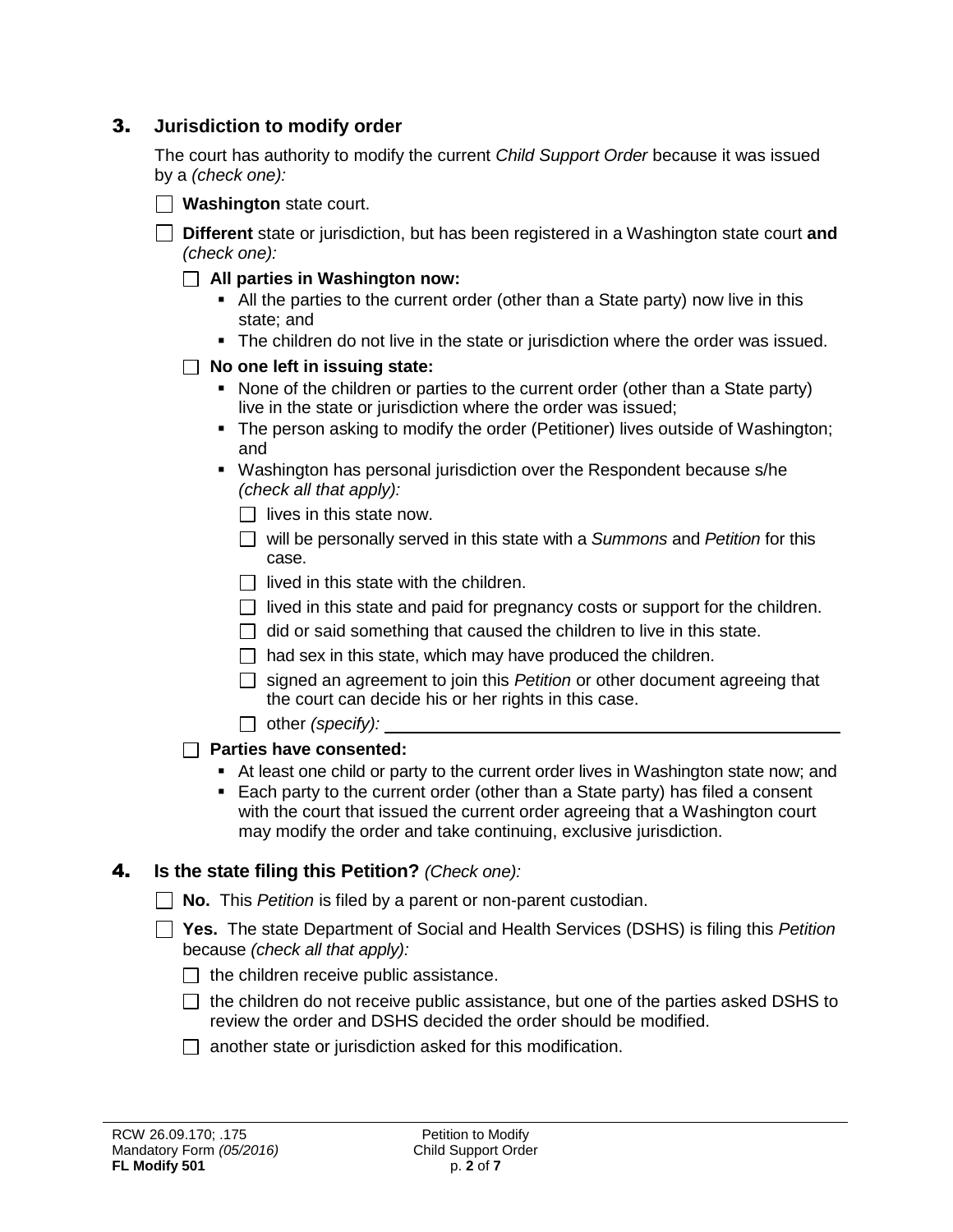## 3. Jurisdiction to modify order

The court has authority to modify the current *Child Support Order* because it was issued by a *(check one):*

- [ ] **Washington** state court.
- [ ] **Different** state or jurisdiction, but has been registered in a Washington state court **and** *(check one):*
  - [ ] **All parties in Washington now:**
    - All the parties to the current order (other than a State party) now live in this state; and
    - The children do not live in the state or jurisdiction where the order was issued.
  - [ ] **No one left in issuing state:**
    - None of the children or parties to the current order (other than a State party) live in the state or jurisdiction where the order was issued;
    - The person asking to modify the order (Petitioner) lives outside of Washington; and
    - Washington has personal jurisdiction over the Respondent because s/he *(check all that apply):*
      - [ ] lives in this state now.
      - [ ] will be personally served in this state with a *Summons* and *Petition* for this case.
      - [ ] lived in this state with the children.
      - [ ] lived in this state and paid for pregnancy costs or support for the children.
      - [ ] did or said something that caused the children to live in this state.
      - [ ] had sex in this state, which may have produced the children.
      - [ ] signed an agreement to join this *Petition* or other document agreeing that the court can decide his or her rights in this case.
      - [ ] other *(specify):* ______________________________
  - [ ] **Parties have consented:**
    - At least one child or party to the current order lives in Washington state now; and
    - Each party to the current order (other than a State party) has filed a consent with the court that issued the current order agreeing that a Washington court may modify the order and take continuing, exclusive jurisdiction.

## 4. Is the state filing this Petition? *(Check one):*

- [ ] **No.** This *Petition* is filed by a parent or non-parent custodian.
- [ ] **Yes.** The state Department of Social and Health Services (DSHS) is filing this *Petition* because *(check all that apply):*
  - [ ] the children receive public assistance.
  - [ ] the children do not receive public assistance, but one of the parties asked DSHS to review the order and DSHS decided the order should be modified.
  - [ ] another state or jurisdiction asked for this modification.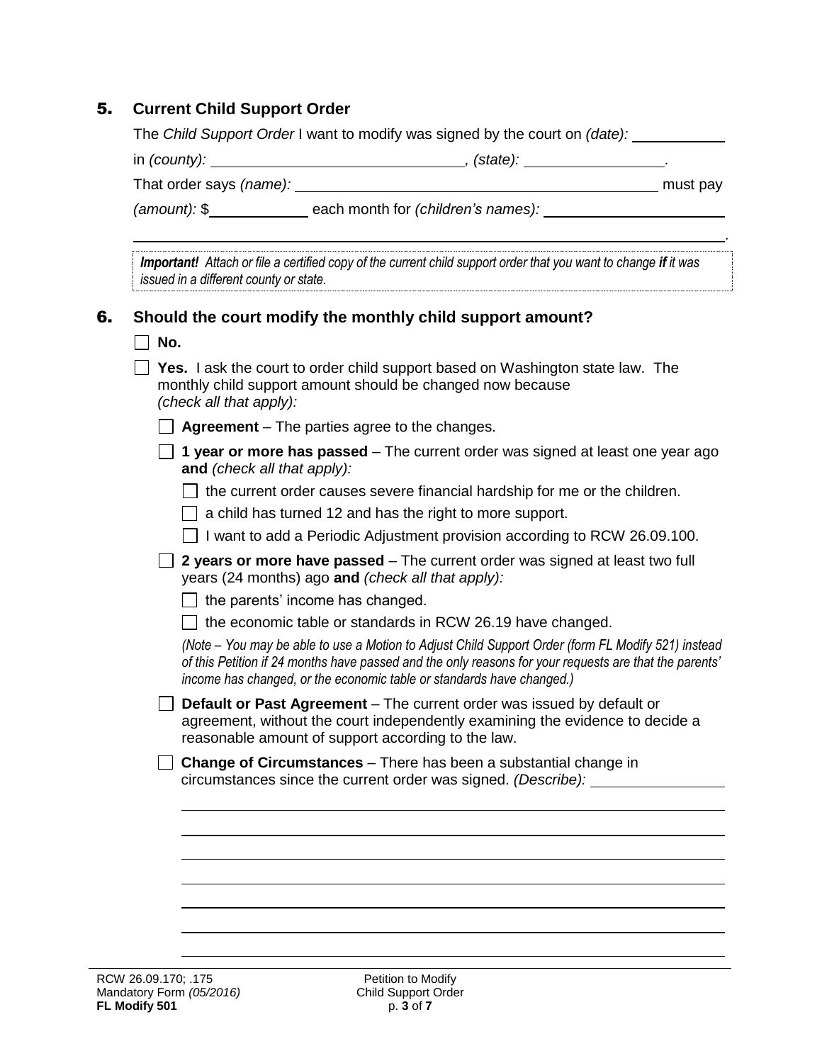## 5. Current Child Support Order

The *Child Support Order* I want to modify was signed by the court on *(date):* ___________

in *(county):* ______________________________, *(state):* ________________.

That order says *(name):* ____________________________________________ must pay

*(amount):* $____________ each month for *(children's names):* ______________________

______________________________________________________________________________.

***Important!*** *Attach or file a certified copy of the current child support order that you want to change* ***if*** *it was issued in a different county or state.*

## 6. Should the court modify the monthly child support amount?

- [ ] **No.**
- [ ] **Yes.** I ask the court to order child support based on Washington state law. The monthly child support amount should be changed now because *(check all that apply):*
  - [ ] **Agreement** – The parties agree to the changes.
  - [ ] **1 year or more has passed** – The current order was signed at least one year ago **and** *(check all that apply):*
    - [ ] the current order causes severe financial hardship for me or the children.
    - [ ] a child has turned 12 and has the right to more support.
    - [ ] I want to add a Periodic Adjustment provision according to RCW 26.09.100.
  - [ ] **2 years or more have passed** – The current order was signed at least two full years (24 months) ago **and** *(check all that apply):*
    - [ ] the parents' income has changed.
    - [ ] the economic table or standards in RCW 26.19 have changed.

    *(Note – You may be able to use a Motion to Adjust Child Support Order (form FL Modify 521) instead of this Petition if 24 months have passed and the only reasons for your requests are that the parents' income has changed, or the economic table or standards have changed.)*
  - [ ] **Default or Past Agreement** – The current order was issued by default or agreement, without the court independently examining the evidence to decide a reasonable amount of support according to the law.
  - [ ] **Change of Circumstances** – There has been a substantial change in circumstances since the current order was signed. *(Describe):* ________________

    ______________________________________________________________________________

    ______________________________________________________________________________

    ______________________________________________________________________________

    ______________________________________________________________________________

    ______________________________________________________________________________

    ______________________________________________________________________________

    ______________________________________________________________________________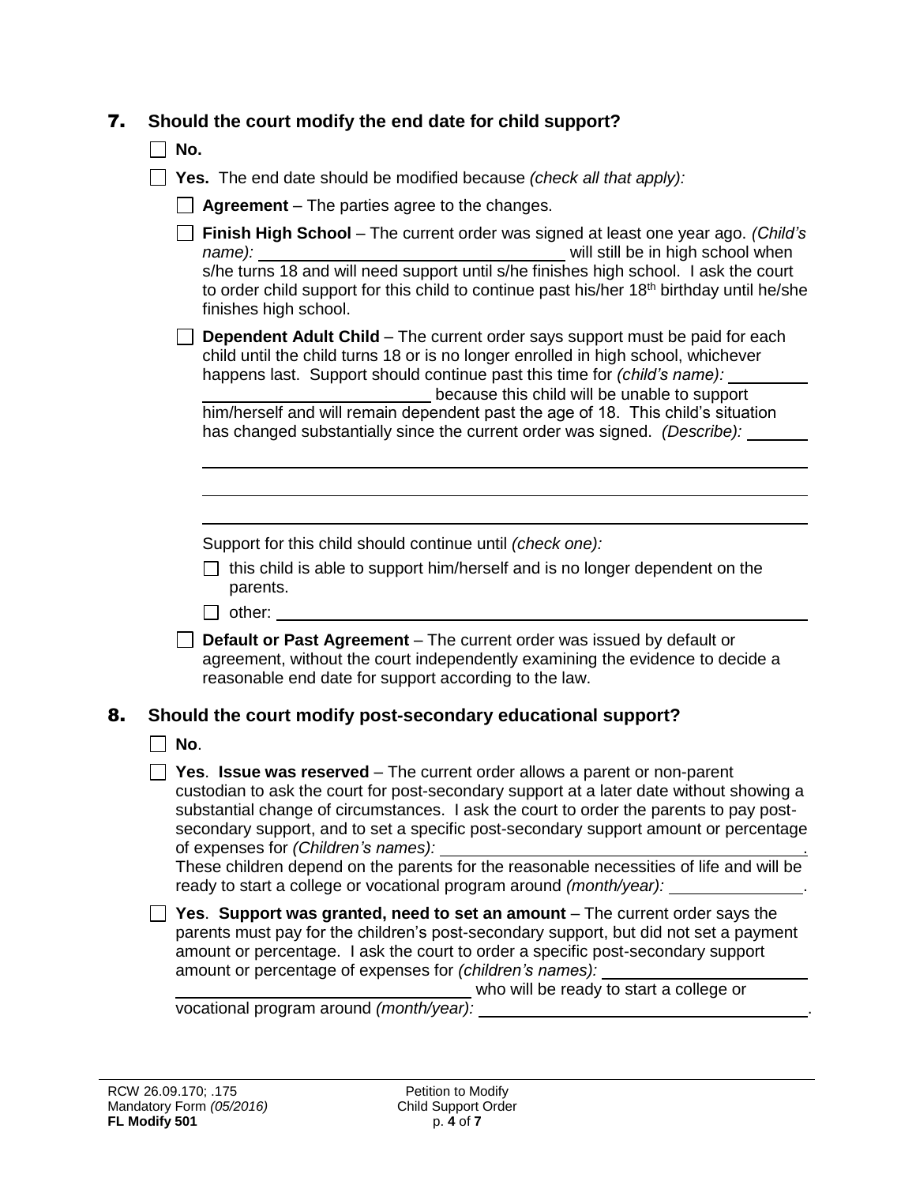## 7. Should the court modify the end date for child support?

☐ **No.**

☐ **Yes.** The end date should be modified because *(check all that apply):*

☐ **Agreement** – The parties agree to the changes.

☐ **Finish High School** – The current order was signed at least one year ago. *(Child's name):* \_\_\_\_\_\_\_\_\_\_\_\_\_\_\_\_\_\_\_\_\_\_\_\_\_\_\_\_\_\_ will still be in high school when s/he turns 18 and will need support until s/he finishes high school. I ask the court to order child support for this child to continue past his/her 18th birthday until he/she finishes high school.

☐ **Dependent Adult Child** – The current order says support must be paid for each child until the child turns 18 or is no longer enrolled in high school, whichever happens last. Support should continue past this time for *(child's name):* \_\_\_\_\_\_\_\_\_\_\_\_\_\_\_\_\_\_\_\_\_\_\_\_\_\_\_\_\_\_ because this child will be unable to support him/herself and will remain dependent past the age of 18. This child's situation has changed substantially since the current order was signed. *(Describe):* \_\_\_\_\_\_\_

\_\_\_\_\_\_\_\_\_\_\_\_\_\_\_\_\_\_\_\_\_\_\_\_\_\_\_\_\_\_\_\_\_\_\_\_\_\_\_\_\_\_\_\_\_\_\_\_\_\_\_\_\_\_\_\_\_\_\_\_\_\_\_\_

\_\_\_\_\_\_\_\_\_\_\_\_\_\_\_\_\_\_\_\_\_\_\_\_\_\_\_\_\_\_\_\_\_\_\_\_\_\_\_\_\_\_\_\_\_\_\_\_\_\_\_\_\_\_\_\_\_\_\_\_\_\_\_\_

\_\_\_\_\_\_\_\_\_\_\_\_\_\_\_\_\_\_\_\_\_\_\_\_\_\_\_\_\_\_\_\_\_\_\_\_\_\_\_\_\_\_\_\_\_\_\_\_\_\_\_\_\_\_\_\_\_\_\_\_\_\_\_\_

Support for this child should continue until *(check one):*

☐ this child is able to support him/herself and is no longer dependent on the parents.

☐ other: \_\_\_\_\_\_\_\_\_\_\_\_\_\_\_\_\_\_\_\_\_\_\_\_\_\_\_\_\_\_\_\_\_\_\_\_\_\_\_\_\_\_\_\_\_\_\_\_\_\_\_\_\_\_\_\_

☐ **Default or Past Agreement** – The current order was issued by default or agreement, without the court independently examining the evidence to decide a reasonable end date for support according to the law.

## 8. Should the court modify post-secondary educational support?

☐ **No**.

☐ **Yes**. **Issue was reserved** – The current order allows a parent or non-parent custodian to ask the court for post-secondary support at a later date without showing a substantial change of circumstances. I ask the court to order the parents to pay post-secondary support, and to set a specific post-secondary support amount or percentage of expenses for *(Children's names):* \_\_\_\_\_\_\_\_\_\_\_\_\_\_\_\_\_\_\_\_\_\_\_\_\_\_\_\_\_\_\_\_\_\_\_\_\_\_\_\_.
These children depend on the parents for the reasonable necessities of life and will be ready to start a college or vocational program around *(month/year):* \_\_\_\_\_\_\_\_\_\_\_\_\_\_.

☐ **Yes**. **Support was granted, need to set an amount** – The current order says the parents must pay for the children's post-secondary support, but did not set a payment amount or percentage. I ask the court to order a specific post-secondary support amount or percentage of expenses for *(children's names):* \_\_\_\_\_\_\_\_\_\_\_\_\_\_\_\_\_\_\_\_\_\_\_\_\_\_\_\_\_\_\_\_\_\_\_\_\_\_\_\_\_\_\_\_\_\_\_\_\_\_\_\_ who will be ready to start a college or vocational program around *(month/year):* \_\_\_\_\_\_\_\_\_\_\_\_\_\_\_\_\_\_\_\_\_\_\_\_\_\_\_\_\_\_\_\_\_\_\_\_\_\_.

RCW 26.09.170; .175
Mandatory Form *(05/2016)*
**FL Modify 501**

Petition to Modify
Child Support Order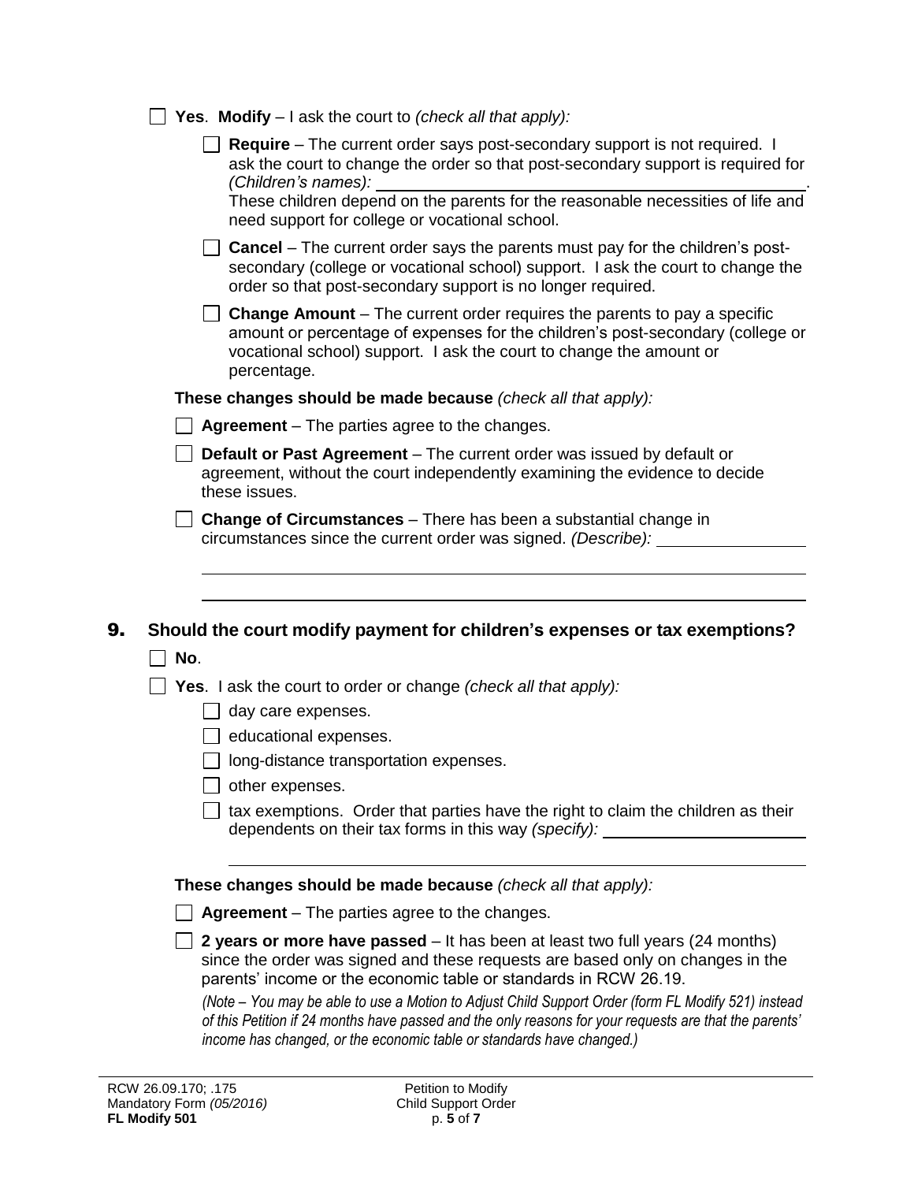- [ ] **Yes**. **Modify** – I ask the court to *(check all that apply):*
  - [ ] **Require** – The current order says post-secondary support is not required. I ask the court to change the order so that post-secondary support is required for *(Children's names):* ______________________________.
    These children depend on the parents for the reasonable necessities of life and need support for college or vocational school.
  - [ ] **Cancel** – The current order says the parents must pay for the children's post-secondary (college or vocational school) support. I ask the court to change the order so that post-secondary support is no longer required.
  - [ ] **Change Amount** – The current order requires the parents to pay a specific amount or percentage of expenses for the children's post-secondary (college or vocational school) support. I ask the court to change the amount or percentage.

  **These changes should be made because** *(check all that apply):*
  - [ ] **Agreement** – The parties agree to the changes.
  - [ ] **Default or Past Agreement** – The current order was issued by default or agreement, without the court independently examining the evidence to decide these issues.
  - [ ] **Change of Circumstances** – There has been a substantial change in circumstances since the current order was signed. *(Describe):* ______________________________

## 9. Should the court modify payment for children's expenses or tax exemptions?

- [ ] **No**.
- [ ] **Yes**. I ask the court to order or change *(check all that apply):*
  - [ ] day care expenses.
  - [ ] educational expenses.
  - [ ] long-distance transportation expenses.
  - [ ] other expenses.
  - [ ] tax exemptions. Order that parties have the right to claim the children as their dependents on their tax forms in this way *(specify):* ______________________________

  **These changes should be made because** *(check all that apply):*
  - [ ] **Agreement** – The parties agree to the changes.
  - [ ] **2 years or more have passed** – It has been at least two full years (24 months) since the order was signed and these requests are based only on changes in the parents' income or the economic table or standards in RCW 26.19.

    *(Note – You may be able to use a Motion to Adjust Child Support Order (form FL Modify 521) instead of this Petition if 24 months have passed and the only reasons for your requests are that the parents' income has changed, or the economic table or standards have changed.)*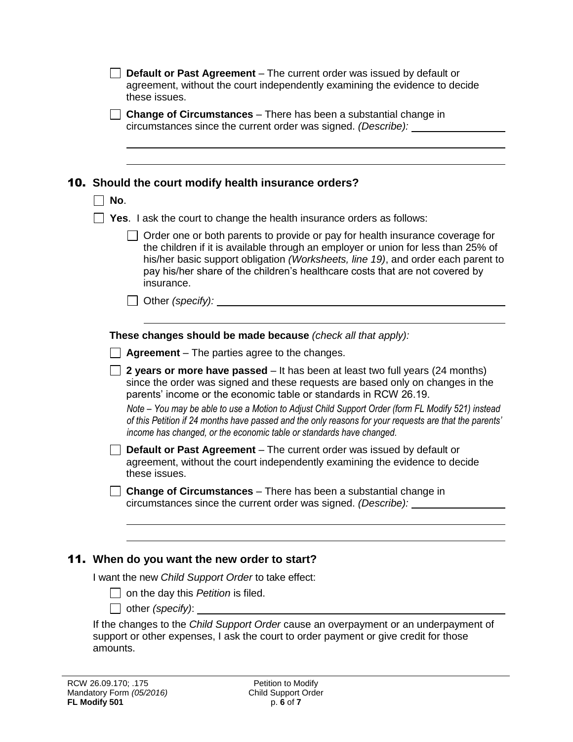- [ ] **Default or Past Agreement** – The current order was issued by default or agreement, without the court independently examining the evidence to decide these issues.
- [ ] **Change of Circumstances** – There has been a substantial change in circumstances since the current order was signed. *(Describe):* ____________________

____________________________________________________________

____________________________________________________________

## 10. Should the court modify health insurance orders?

- [ ] **No**.
- [ ] **Yes**. I ask the court to change the health insurance orders as follows:
  - [ ] Order one or both parents to provide or pay for health insurance coverage for the children if it is available through an employer or union for less than 25% of his/her basic support obligation *(Worksheets, line 19)*, and order each parent to pay his/her share of the children's healthcare costs that are not covered by insurance.
  - [ ] Other *(specify):* ____________________________________________

  ____________________________________________________________

**These changes should be made because** *(check all that apply):*

- [ ] **Agreement** – The parties agree to the changes.
- [ ] **2 years or more have passed** – It has been at least two full years (24 months) since the order was signed and these requests are based only on changes in the parents' income or the economic table or standards in RCW 26.19.

  *Note – You may be able to use a Motion to Adjust Child Support Order (form FL Modify 521) instead of this Petition if 24 months have passed and the only reasons for your requests are that the parents' income has changed, or the economic table or standards have changed.*
- [ ] **Default or Past Agreement** – The current order was issued by default or agreement, without the court independently examining the evidence to decide these issues.
- [ ] **Change of Circumstances** – There has been a substantial change in circumstances since the current order was signed. *(Describe):* ____________________

____________________________________________________________

____________________________________________________________

## 11. When do you want the new order to start?

I want the new *Child Support Order* to take effect:

- [ ] on the day this *Petition* is filed.
- [ ] other *(specify)*: ____________________________________________

If the changes to the *Child Support Order* cause an overpayment or an underpayment of support or other expenses, I ask the court to order payment or give credit for those amounts.

RCW 26.09.170; .175
Mandatory Form *(05/2016)*
**FL Modify 501**

Petition to Modify
Child Support Order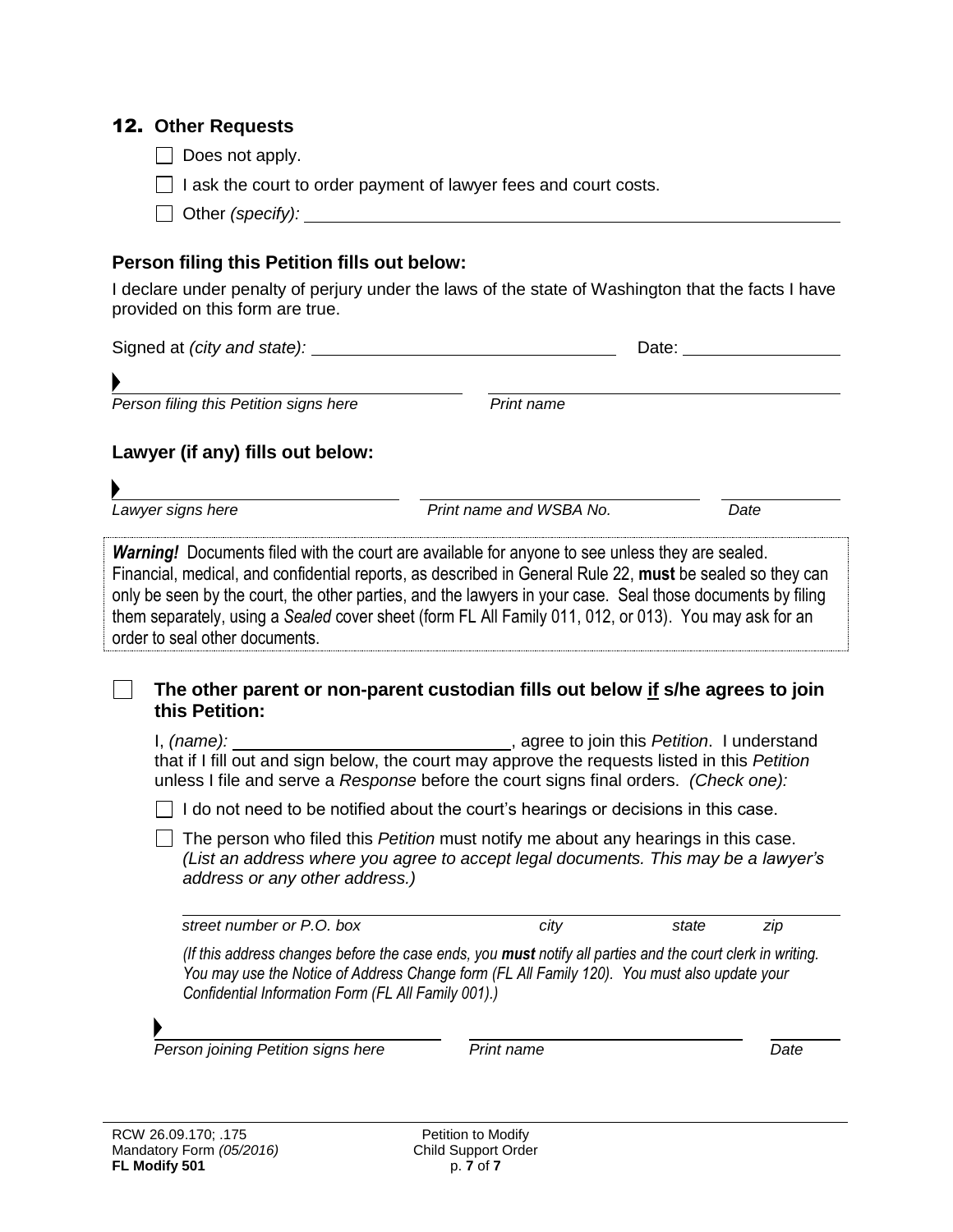## 12. Other Requests

- [ ] Does not apply.
- [ ] I ask the court to order payment of lawyer fees and court costs.
- [ ] Other *(specify):* ______________________________

### Person filing this Petition fills out below:

I declare under penalty of perjury under the laws of the state of Washington that the facts I have provided on this form are true.

Signed at *(city and state):* ______________________ Date: ____________

▶ ______________________________ ______________________________

*Person filing this Petition signs here* *Print name*

### Lawyer (if any) fills out below:

▶ ______________________ ______________________ ____________

*Lawyer signs here* *Print name and WSBA No.* *Date*

***Warning!*** Documents filed with the court are available for anyone to see unless they are sealed. Financial, medical, and confidential reports, as described in General Rule 22, **must** be sealed so they can only be seen by the court, the other parties, and the lawyers in your case. Seal those documents by filing them separately, using a *Sealed* cover sheet (form FL All Family 011, 012, or 013). You may ask for an order to seal other documents.

- [ ] **The other parent or non-parent custodian fills out below <u>if</u> s/he agrees to join this Petition:**

I, *(name):* ______________________, agree to join this *Petition*. I understand that if I fill out and sign below, the court may approve the requests listed in this *Petition* unless I file and serve a *Response* before the court signs final orders. *(Check one):*

- [ ] I do not need to be notified about the court's hearings or decisions in this case.
- [ ] The person who filed this *Petition* must notify me about any hearings in this case. *(List an address where you agree to accept legal documents. This may be a lawyer's address or any other address.)*

______________________________________________________________

*street number or P.O. box* *city* *state* *zip*

*(If this address changes before the case ends, you **must** notify all parties and the court clerk in writing. You may use the Notice of Address Change form (FL All Family 120). You must also update your Confidential Information Form (FL All Family 001).)*

▶ ______________________ ______________________ ____________

*Person joining Petition signs here* *Print name* *Date*

RCW 26.09.170; .175
Mandatory Form *(05/2016)*
**FL Modify 501**

Petition to Modify
Child Support Order